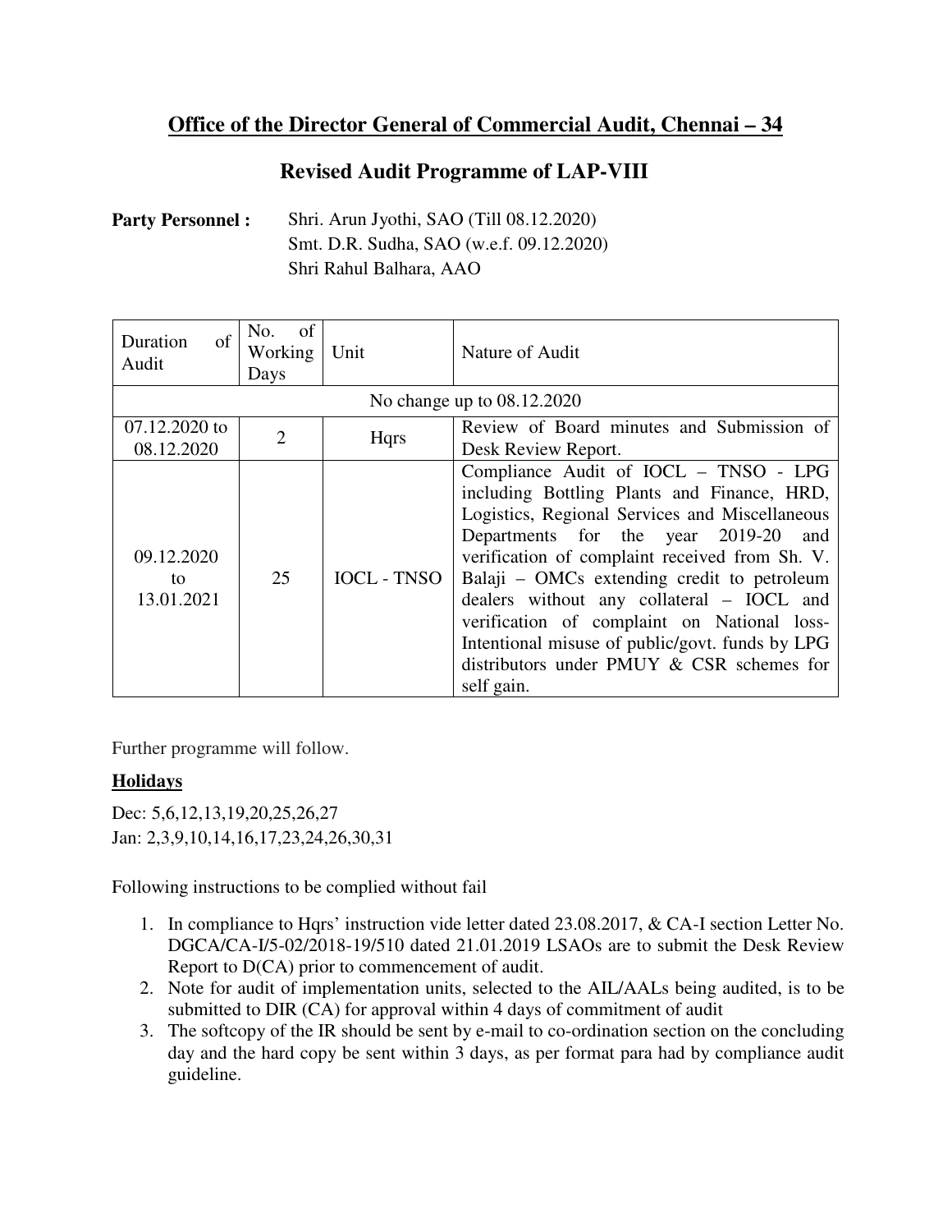## Office of the Director General of Commercial Audit, Chennai – 34

## Revised Audit Programme of LAP-VIII

**Party Personnel :** Shri. Arun Jyothi, SAO (Till 08.12.2020)
Smt. D.R. Sudha, SAO (w.e.f. 09.12.2020)
Shri Rahul Balhara, AAO

| Duration of Audit | No. of Working Days | Unit | Nature of Audit |
|---|---|---|---|
| No change up to 08.12.2020 | | | |
| 07.12.2020 to 08.12.2020 | 2 | Hqrs | Review of Board minutes and Submission of Desk Review Report. |
| 09.12.2020 to 13.01.2021 | 25 | IOCL - TNSO | Compliance Audit of IOCL – TNSO - LPG including Bottling Plants and Finance, HRD, Logistics, Regional Services and Miscellaneous Departments for the year 2019-20 and verification of complaint received from Sh. V. Balaji – OMCs extending credit to petroleum dealers without any collateral – IOCL and verification of complaint on National loss- Intentional misuse of public/govt. funds by LPG distributors under PMUY & CSR schemes for self gain. |

Further programme will follow.

**Holidays**

Dec: 5,6,12,13,19,20,25,26,27
Jan: 2,3,9,10,14,16,17,23,24,26,30,31

Following instructions to be complied without fail

1. In compliance to Hqrs' instruction vide letter dated 23.08.2017, & CA-I section Letter No. DGCA/CA-I/5-02/2018-19/510 dated 21.01.2019 LSAOs are to submit the Desk Review Report to D(CA) prior to commencement of audit.
2. Note for audit of implementation units, selected to the AIL/AALs being audited, is to be submitted to DIR (CA) for approval within 4 days of commitment of audit
3. The softcopy of the IR should be sent by e-mail to co-ordination section on the concluding day and the hard copy be sent within 3 days, as per format para had by compliance audit guideline.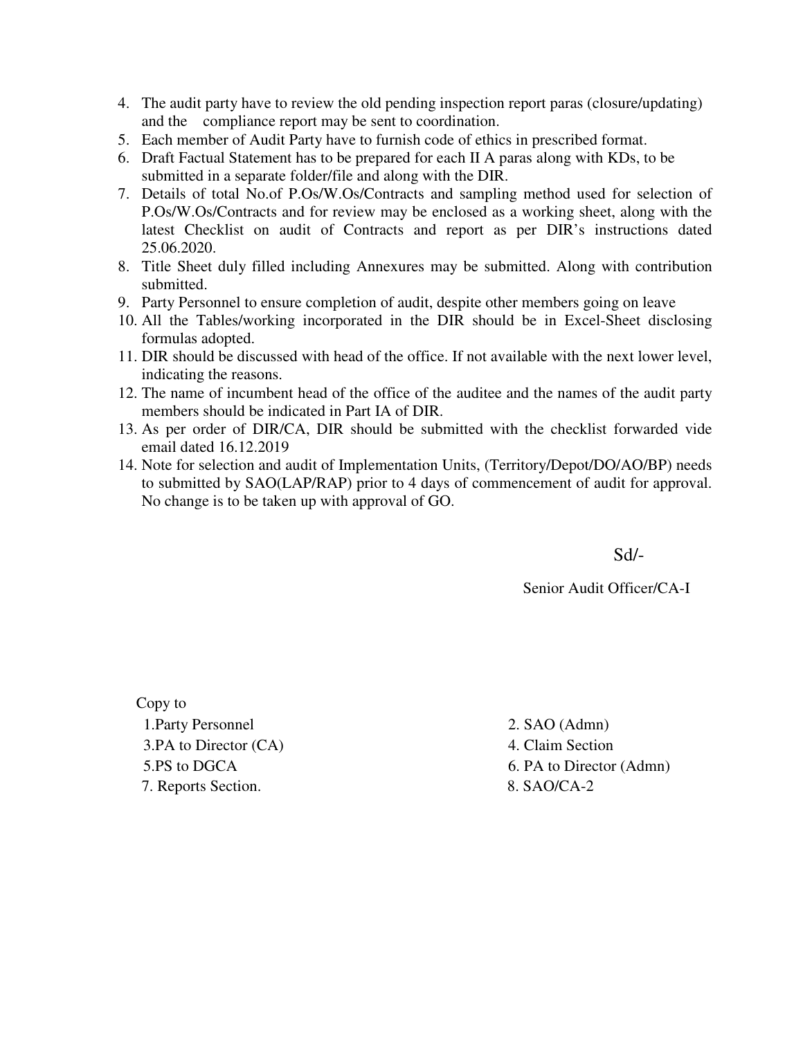4. The audit party have to review the old pending inspection report paras (closure/updating) and the compliance report may be sent to coordination.
5. Each member of Audit Party have to furnish code of ethics in prescribed format.
6. Draft Factual Statement has to be prepared for each II A paras along with KDs, to be submitted in a separate folder/file and along with the DIR.
7. Details of total No.of P.Os/W.Os/Contracts and sampling method used for selection of P.Os/W.Os/Contracts and for review may be enclosed as a working sheet, along with the latest Checklist on audit of Contracts and report as per DIR's instructions dated 25.06.2020.
8. Title Sheet duly filled including Annexures may be submitted. Along with contribution submitted.
9. Party Personnel to ensure completion of audit, despite other members going on leave
10. All the Tables/working incorporated in the DIR should be in Excel-Sheet disclosing formulas adopted.
11. DIR should be discussed with head of the office. If not available with the next lower level, indicating the reasons.
12. The name of incumbent head of the office of the auditee and the names of the audit party members should be indicated in Part IA of DIR.
13. As per order of DIR/CA, DIR should be submitted with the checklist forwarded vide email dated 16.12.2019
14. Note for selection and audit of Implementation Units, (Territory/Depot/DO/AO/BP) needs to submitted by SAO(LAP/RAP) prior to 4 days of commencement of audit for approval. No change is to be taken up with approval of GO.

Sd/-

Senior Audit Officer/CA-I

Copy to

1. Party Personnel
2. SAO (Admn)
3. PA to Director (CA)
4. Claim Section
5. PS to DGCA
6. PA to Director (Admn)
7. Reports Section.
8. SAO/CA-2